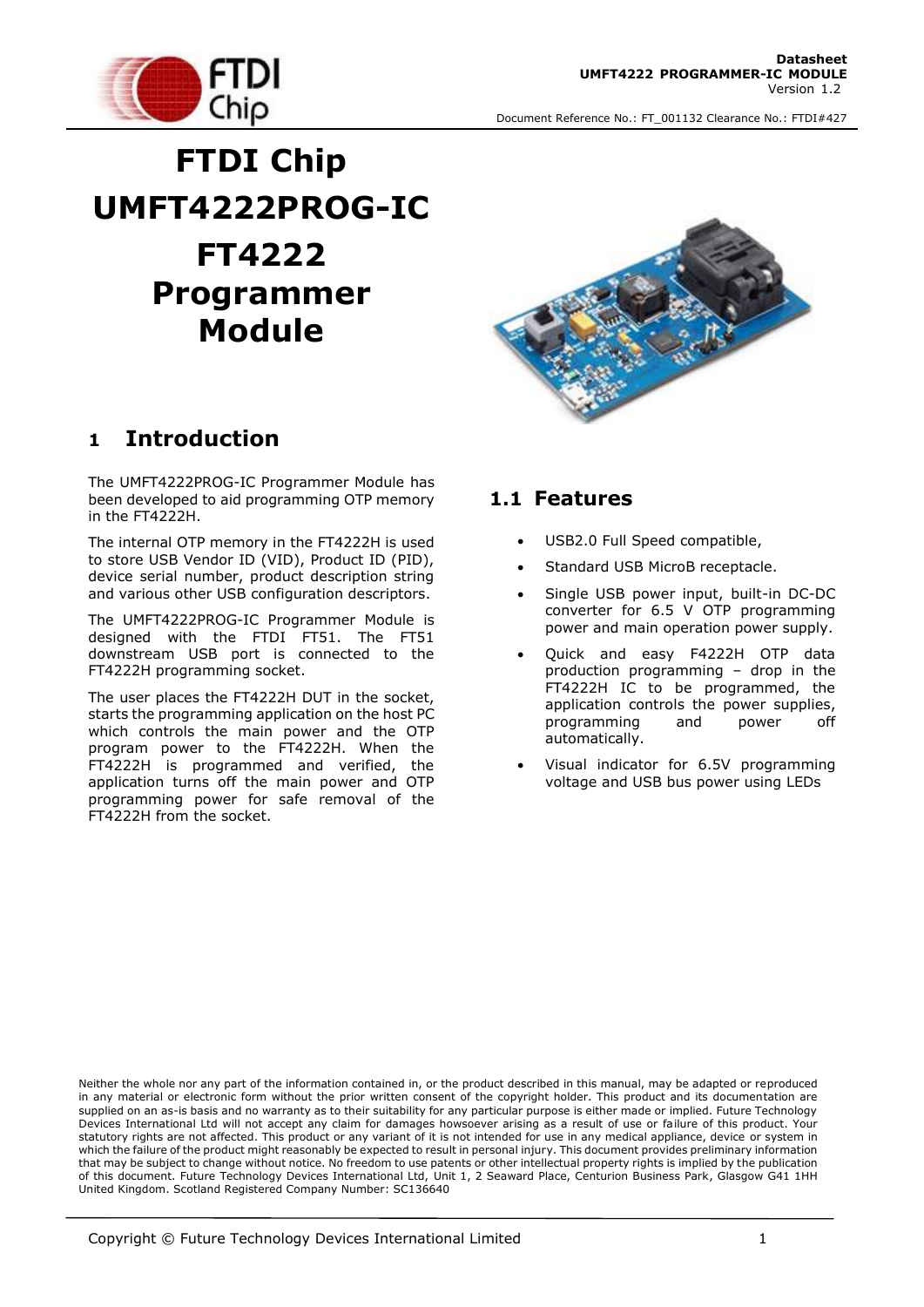# FTDI Chip UMFT4222PROG-IC FT4222 Programmer Module

## 1 Introduction

The UMFT4222PROG-IC Programmer Module has been developed to aid programming OTP memory in the FT4222H.

The internal OTP memory in the FT4222H is used to store USB Vendor ID (VID), Product ID (PID), device serial number, product description string and various other USB configuration descriptors.

The UMFT4222PROG-IC Programmer Module is designed with the FTDI FT51. The FT51 downstream USB port is connected to the FT4222H programming socket.

The user places the FT4222H DUT in the socket, starts the programming application on the host PC which controls the main power and the OTP program power to the FT4222H. When the FT4222H is programmed and verified, the application turns off the main power and OTP programming power for safe removal of the FT4222H from the socket.

### 1.1 Features

- USB2.0 Full Speed compatible,
- Standard USB MicroB receptacle.
- Single USB power input, built-in DC-DC converter for 6.5 V OTP programming power and main operation power supply.
- Quick and easy F4222H OTP data production programming – drop in the FT4222H IC to be programmed, the application controls the power supplies, programming and power off automatically.
- Visual indicator for 6.5V programming voltage and USB bus power using LEDs

Neither the whole nor any part of the information contained in, or the product described in this manual, may be adapted or reproduced in any material or electronic form without the prior written consent of the copyright holder. This product and its documentation are supplied on an as-is basis and no warranty as to their suitability for any particular purpose is either made or implied. Future Technology Devices International Ltd will not accept any claim for damages howsoever arising as a result of use or failure of this product. Your statutory rights are not affected. This product or any variant of it is not intended for use in any medical appliance, device or system in which the failure of the product might reasonably be expected to result in personal injury. This document provides preliminary information that may be subject to change without notice. No freedom to use patents or other intellectual property rights is implied by the publication of this document. Future Technology Devices International Ltd, Unit 1, 2 Seaward Place, Centurion Business Park, Glasgow G41 1HH United Kingdom. Scotland Registered Company Number: SC136640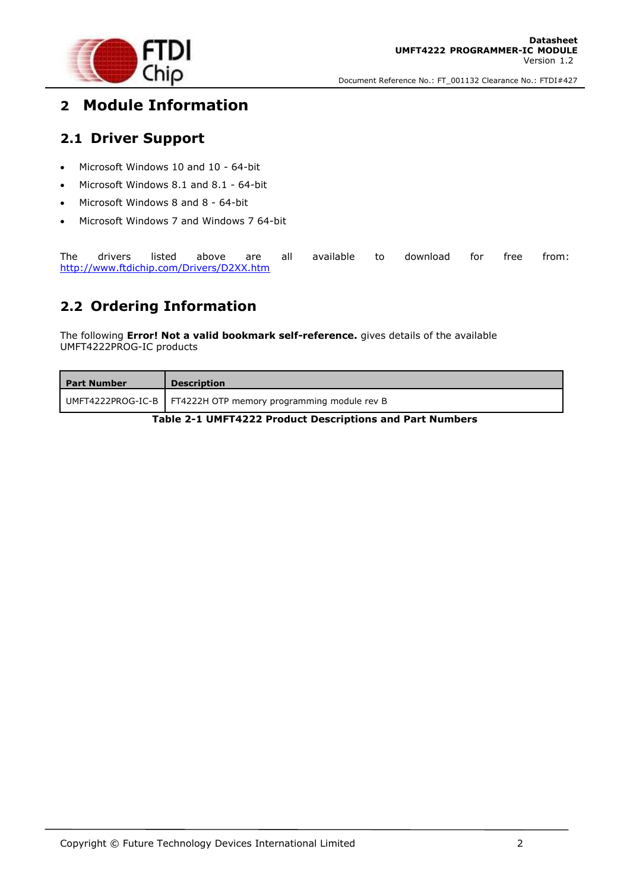# 2 Module Information

## 2.1 Driver Support

- Microsoft Windows 10 and 10 - 64-bit
- Microsoft Windows 8.1 and 8.1 - 64-bit
- Microsoft Windows 8 and 8 - 64-bit
- Microsoft Windows 7 and Windows 7 64-bit

The drivers listed above are all available to download for free from: http://www.ftdichip.com/Drivers/D2XX.htm

## 2.2 Ordering Information

The following **Error! Not a valid bookmark self-reference.** gives details of the available UMFT4222PROG-IC products

| Part Number | Description |
|---|---|
| UMFT4222PROG-IC-B | FT4222H OTP memory programming module rev B |

**Table 2-1 UMFT4222 Product Descriptions and Part Numbers**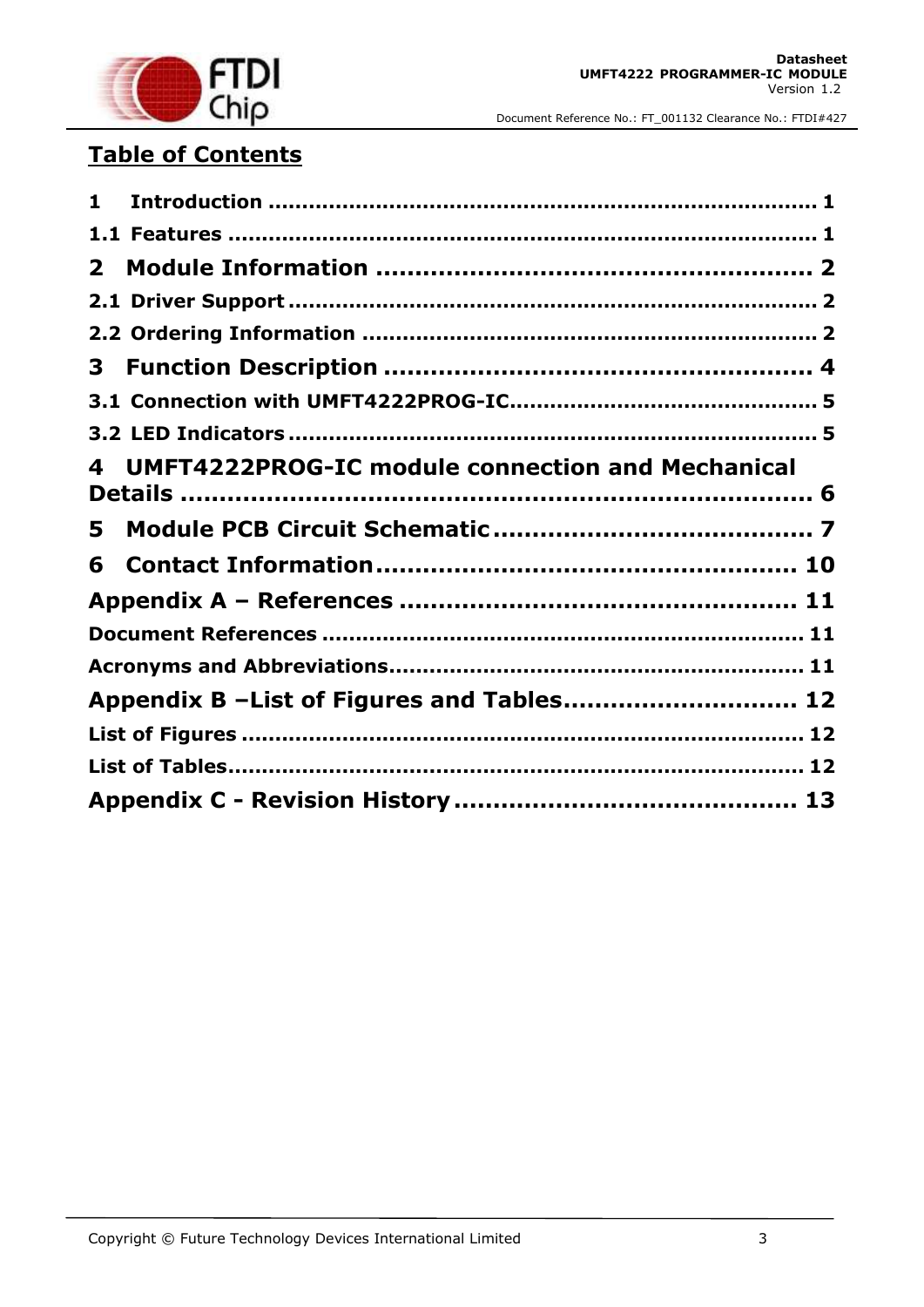# Table of Contents

1 Introduction .................................................................................. 1

1.1 Features ........................................................................................ 1

2 Module Information ...................................................... 2

2.1 Driver Support ............................................................................... 2

2.2 Ordering Information ................................................................... 2

3 Function Description ..................................................... 4

3.1 Connection with UMFT4222PROG-IC............................................. 5

3.2 LED Indicators ............................................................................... 5

4 UMFT4222PROG-IC module connection and Mechanical Details ................................................................................ 6

5 Module PCB Circuit Schematic........................................ 7

6 Contact Information.................................................... 10

Appendix A – References ................................................. 11

Document References ....................................................................... 11

Acronyms and Abbreviations............................................................. 11

Appendix B –List of Figures and Tables............................. 12

List of Figures .................................................................................... 12

List of Tables...................................................................................... 12

Appendix C - Revision History ........................................... 13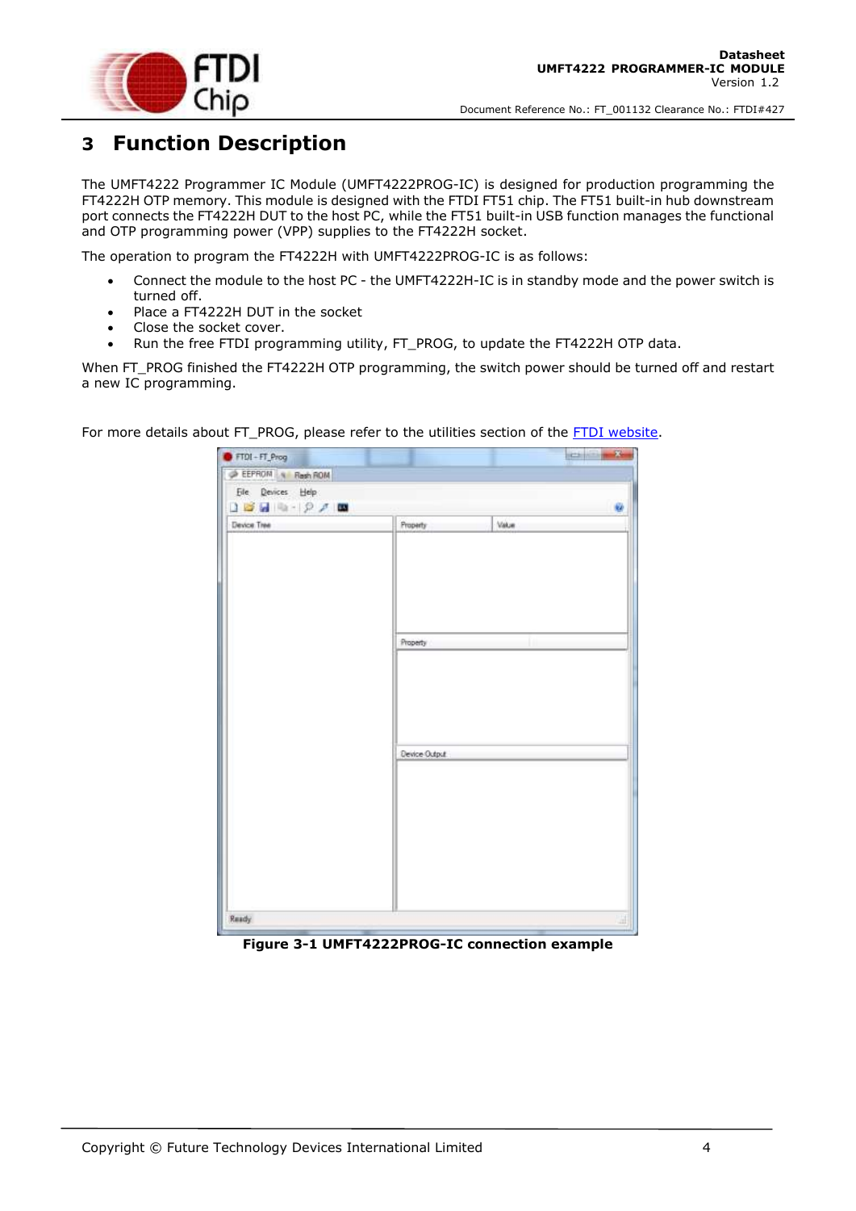# 3 Function Description

The UMFT4222 Programmer IC Module (UMFT4222PROG-IC) is designed for production programming the FT4222H OTP memory. This module is designed with the FTDI FT51 chip. The FT51 built-in hub downstream port connects the FT4222H DUT to the host PC, while the FT51 built-in USB function manages the functional and OTP programming power (VPP) supplies to the FT4222H socket.

The operation to program the FT4222H with UMFT4222PROG-IC is as follows:

- Connect the module to the host PC - the UMFT4222H-IC is in standby mode and the power switch is turned off.
- Place a FT4222H DUT in the socket
- Close the socket cover.
- Run the free FTDI programming utility, FT_PROG, to update the FT4222H OTP data.

When FT_PROG finished the FT4222H OTP programming, the switch power should be turned off and restart a new IC programming.

For more details about FT_PROG, please refer to the utilities section of the FTDI website.

**Figure 3-1 UMFT4222PROG-IC connection example**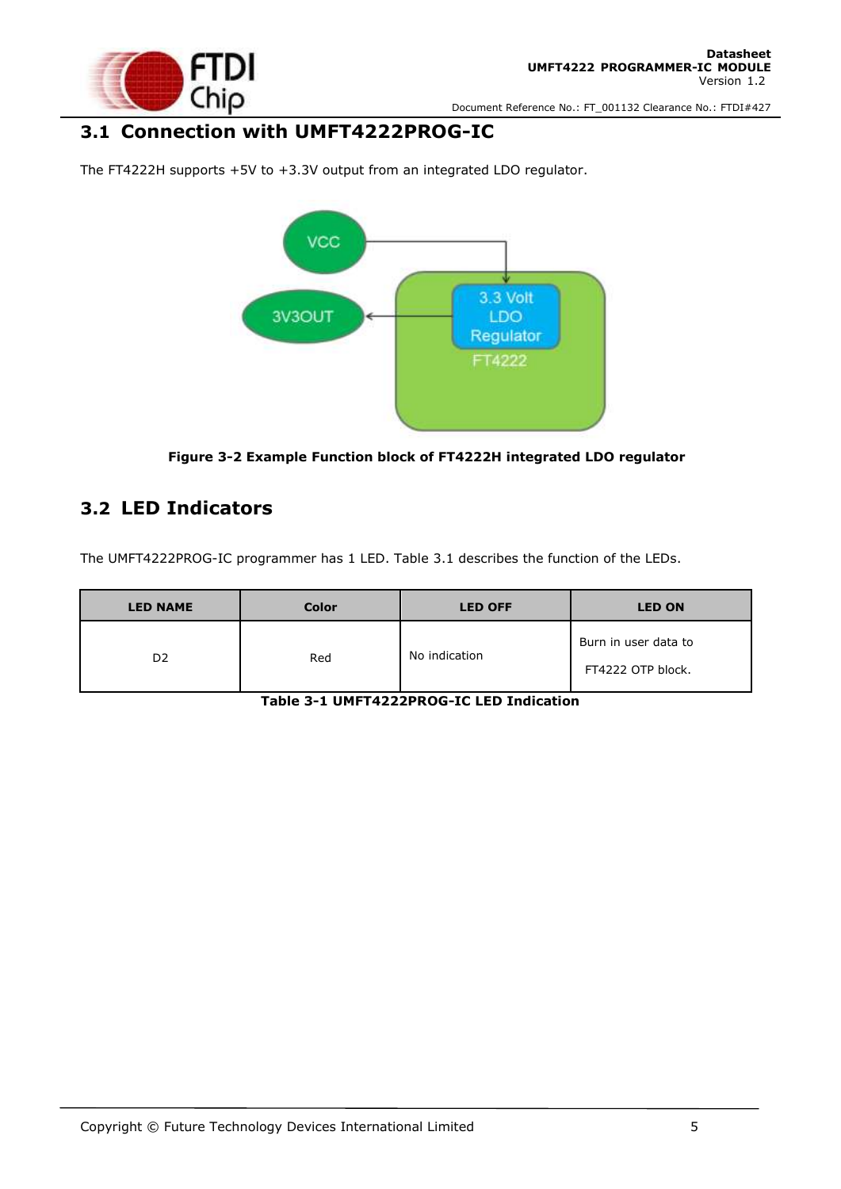## 3.1 Connection with UMFT4222PROG-IC

The FT4222H supports +5V to +3.3V output from an integrated LDO regulator.

**Figure 3-2 Example Function block of FT4222H integrated LDO regulator**

## 3.2 LED Indicators

The UMFT4222PROG-IC programmer has 1 LED. Table 3.1 describes the function of the LEDs.

| LED NAME | Color | LED OFF | LED ON |
|---|---|---|---|
| D2 | Red | No indication | Burn in user data to FT4222 OTP block. |

**Table 3-1 UMFT4222PROG-IC LED Indication**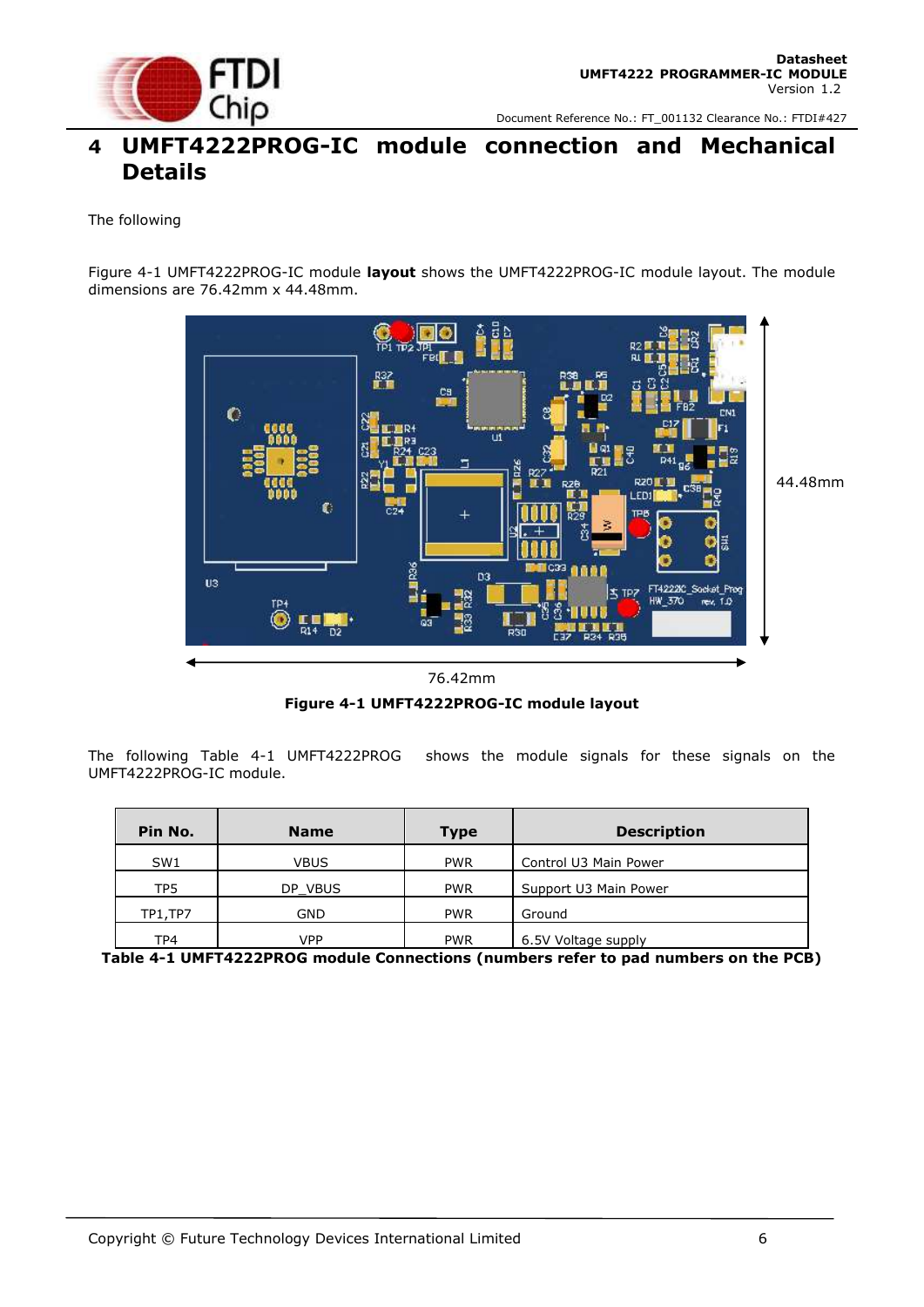# 4 UMFT4222PROG-IC module connection and Mechanical Details

The following

Figure 4-1 UMFT4222PROG-IC module **layout** shows the UMFT4222PROG-IC module layout. The module dimensions are 76.42mm x 44.48mm.

**Figure 4-1 UMFT4222PROG-IC module layout**

The following Table 4-1 UMFT4222PROG shows the module signals for these signals on the UMFT4222PROG-IC module.

| Pin No. | Name | Type | Description |
|---|---|---|---|
| SW1 | VBUS | PWR | Control U3 Main Power |
| TP5 | DP_VBUS | PWR | Support U3 Main Power |
| TP1,TP7 | GND | PWR | Ground |
| TP4 | VPP | PWR | 6.5V Voltage supply |

**Table 4-1 UMFT4222PROG module Connections (numbers refer to pad numbers on the PCB)**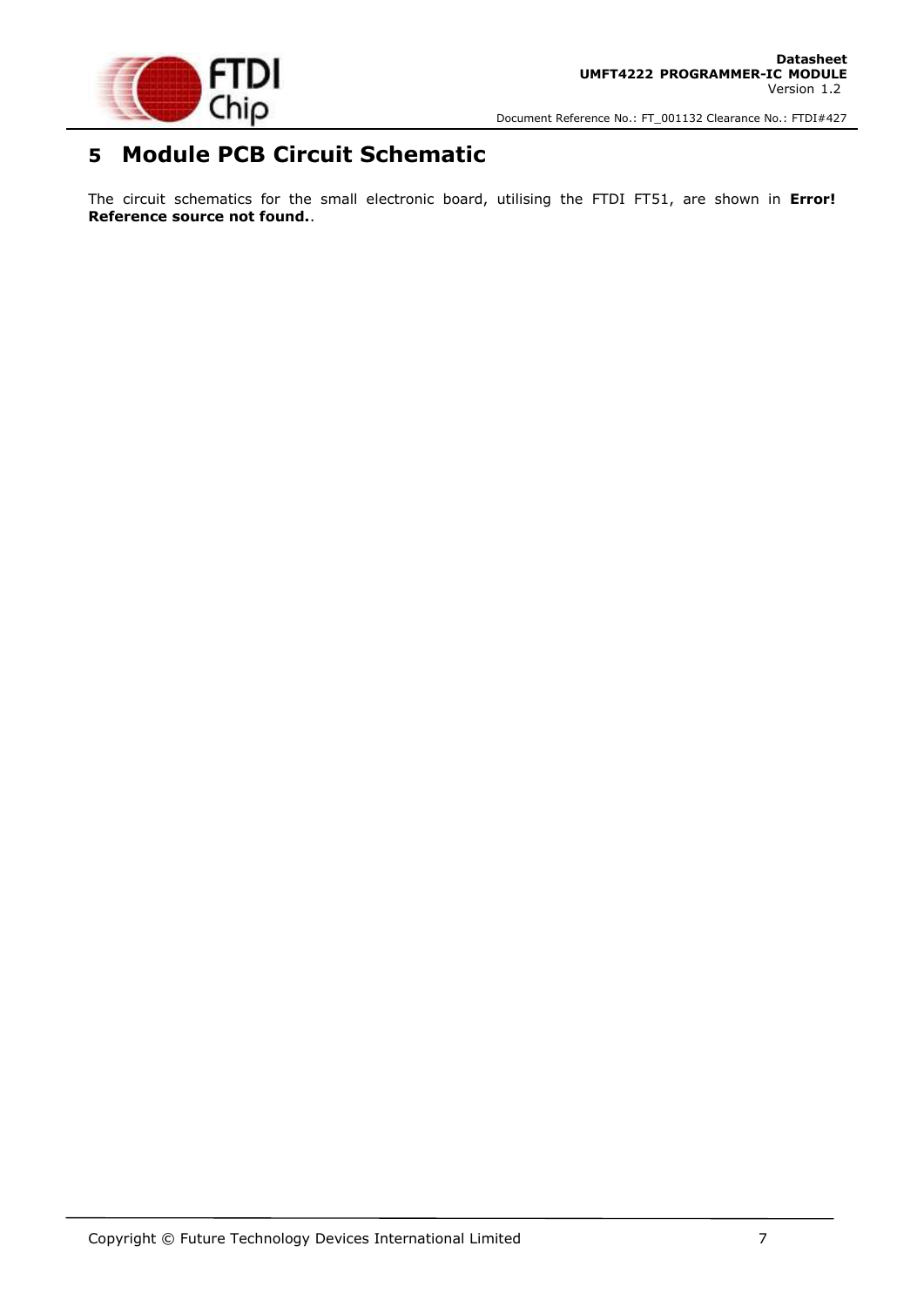# 5 Module PCB Circuit Schematic

The circuit schematics for the small electronic board, utilising the FTDI FT51, are shown in **Error! Reference source not found.**.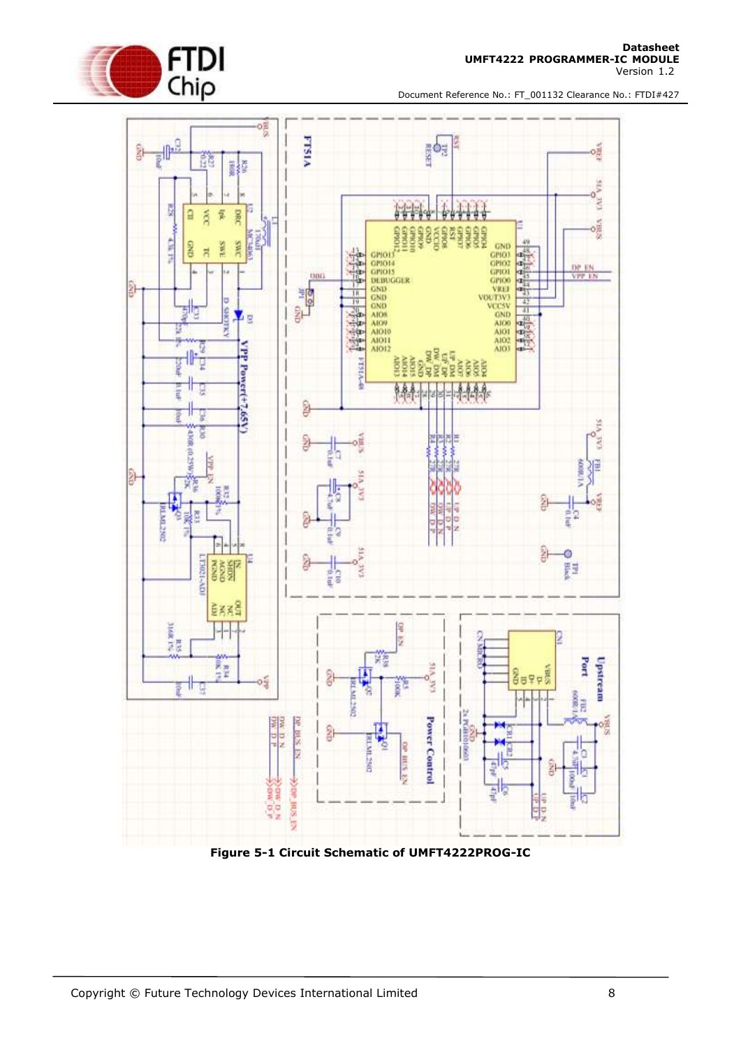Figure 5-1 Circuit Schematic of UMFT4222PROG-IC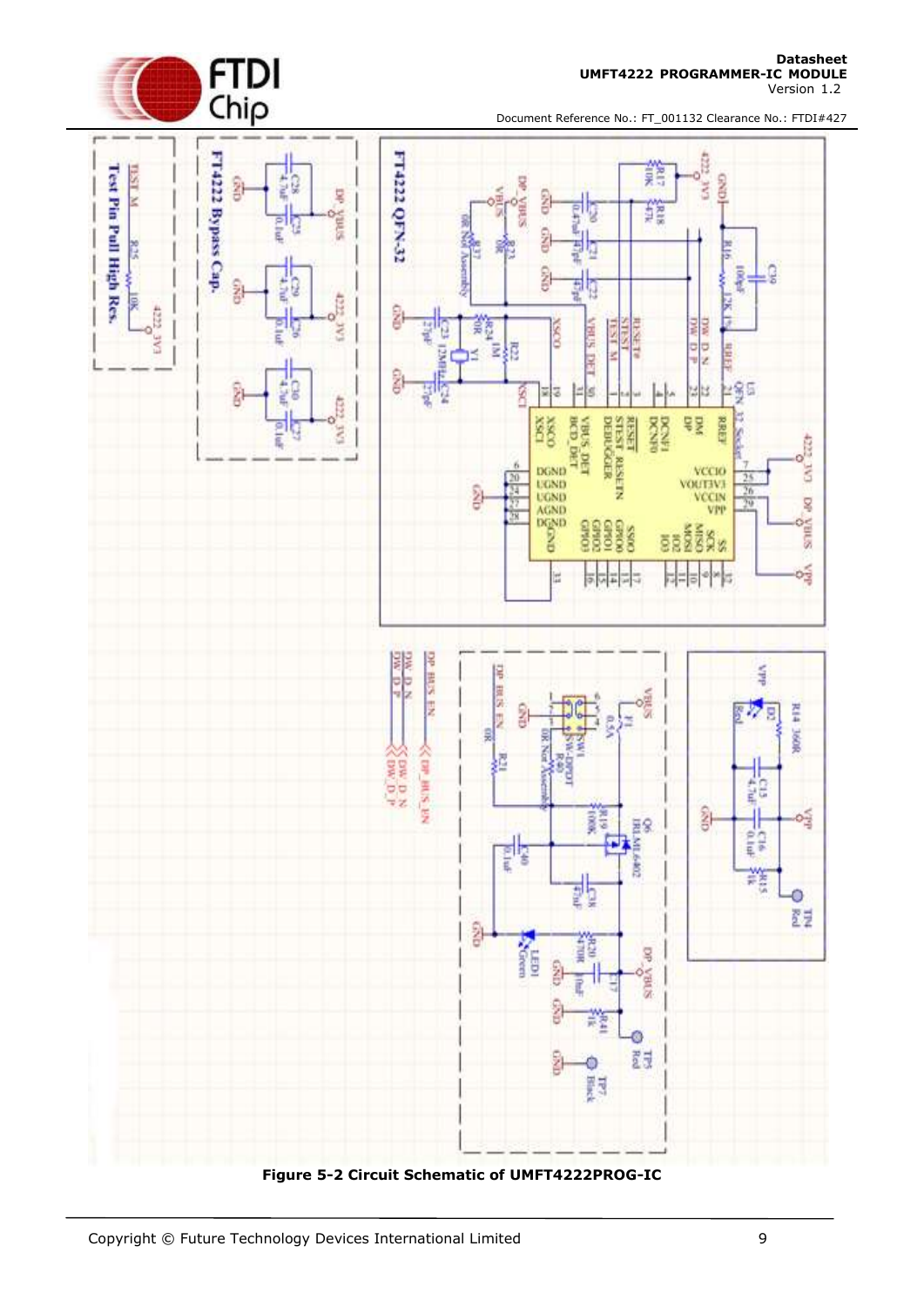**Figure 5-2 Circuit Schematic of UMFT4222PROG-IC**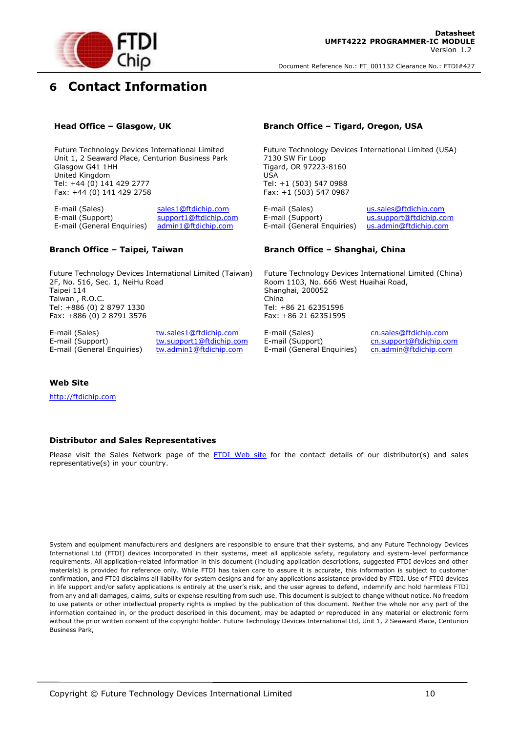# 6 Contact Information

### Head Office – Glasgow, UK

Future Technology Devices International Limited
Unit 1, 2 Seaward Place, Centurion Business Park
Glasgow G41 1HH
United Kingdom
Tel: +44 (0) 141 429 2777
Fax: +44 (0) 141 429 2758

E-mail (Sales) sales1@ftdichip.com
E-mail (Support) support1@ftdichip.com
E-mail (General Enquiries) admin1@ftdichip.com

### Branch Office – Tigard, Oregon, USA

Future Technology Devices International Limited (USA)
7130 SW Fir Loop
Tigard, OR 97223-8160
USA
Tel: +1 (503) 547 0988
Fax: +1 (503) 547 0987

E-mail (Sales) us.sales@ftdichip.com
E-mail (Support) us.support@ftdichip.com
E-mail (General Enquiries) us.admin@ftdichip.com

### Branch Office – Taipei, Taiwan

Future Technology Devices International Limited (Taiwan)
2F, No. 516, Sec. 1, NeiHu Road
Taipei 114
Taiwan , R.O.C.
Tel: +886 (0) 2 8797 1330
Fax: +886 (0) 2 8791 3576

E-mail (Sales) tw.sales1@ftdichip.com
E-mail (Support) tw.support1@ftdichip.com
E-mail (General Enquiries) tw.admin1@ftdichip.com

### Branch Office – Shanghai, China

Future Technology Devices International Limited (China)
Room 1103, No. 666 West Huaihai Road,
Shanghai, 200052
China
Tel: +86 21 62351596
Fax: +86 21 62351595

E-mail (Sales) cn.sales@ftdichip.com
E-mail (Support) cn.support@ftdichip.com
E-mail (General Enquiries) cn.admin@ftdichip.com

### Web Site

http://ftdichip.com

### Distributor and Sales Representatives

Please visit the Sales Network page of the FTDI Web site for the contact details of our distributor(s) and sales representative(s) in your country.

System and equipment manufacturers and designers are responsible to ensure that their systems, and any Future Technology Devices International Ltd (FTDI) devices incorporated in their systems, meet all applicable safety, regulatory and system-level performance requirements. All application-related information in this document (including application descriptions, suggested FTDI devices and other materials) is provided for reference only. While FTDI has taken care to assure it is accurate, this information is subject to customer confirmation, and FTDI disclaims all liability for system designs and for any applications assistance provided by FTDI. Use of FTDI devices in life support and/or safety applications is entirely at the user's risk, and the user agrees to defend, indemnify and hold harmless FTDI from any and all damages, claims, suits or expense resulting from such use. This document is subject to change without notice. No freedom to use patents or other intellectual property rights is implied by the publication of this document. Neither the whole nor any part of the information contained in, or the product described in this document, may be adapted or reproduced in any material or electronic form without the prior written consent of the copyright holder. Future Technology Devices International Ltd, Unit 1, 2 Seaward Place, Centurion Business Park,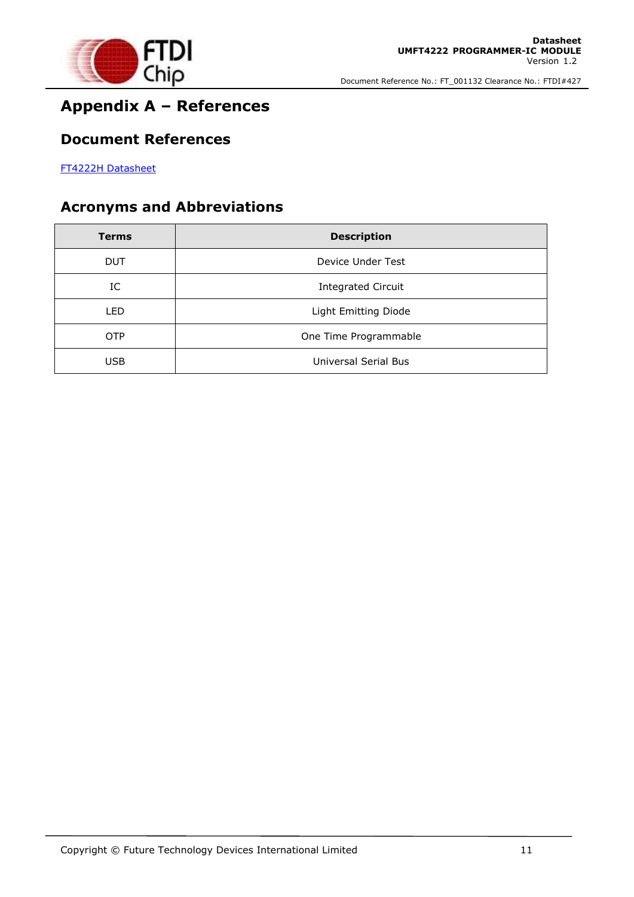# Appendix A – References

## Document References

[FT4222H Datasheet]

## Acronyms and Abbreviations

| Terms | Description |
|---|---|
| DUT | Device Under Test |
| IC | Integrated Circuit |
| LED | Light Emitting Diode |
| OTP | One Time Programmable |
| USB | Universal Serial Bus |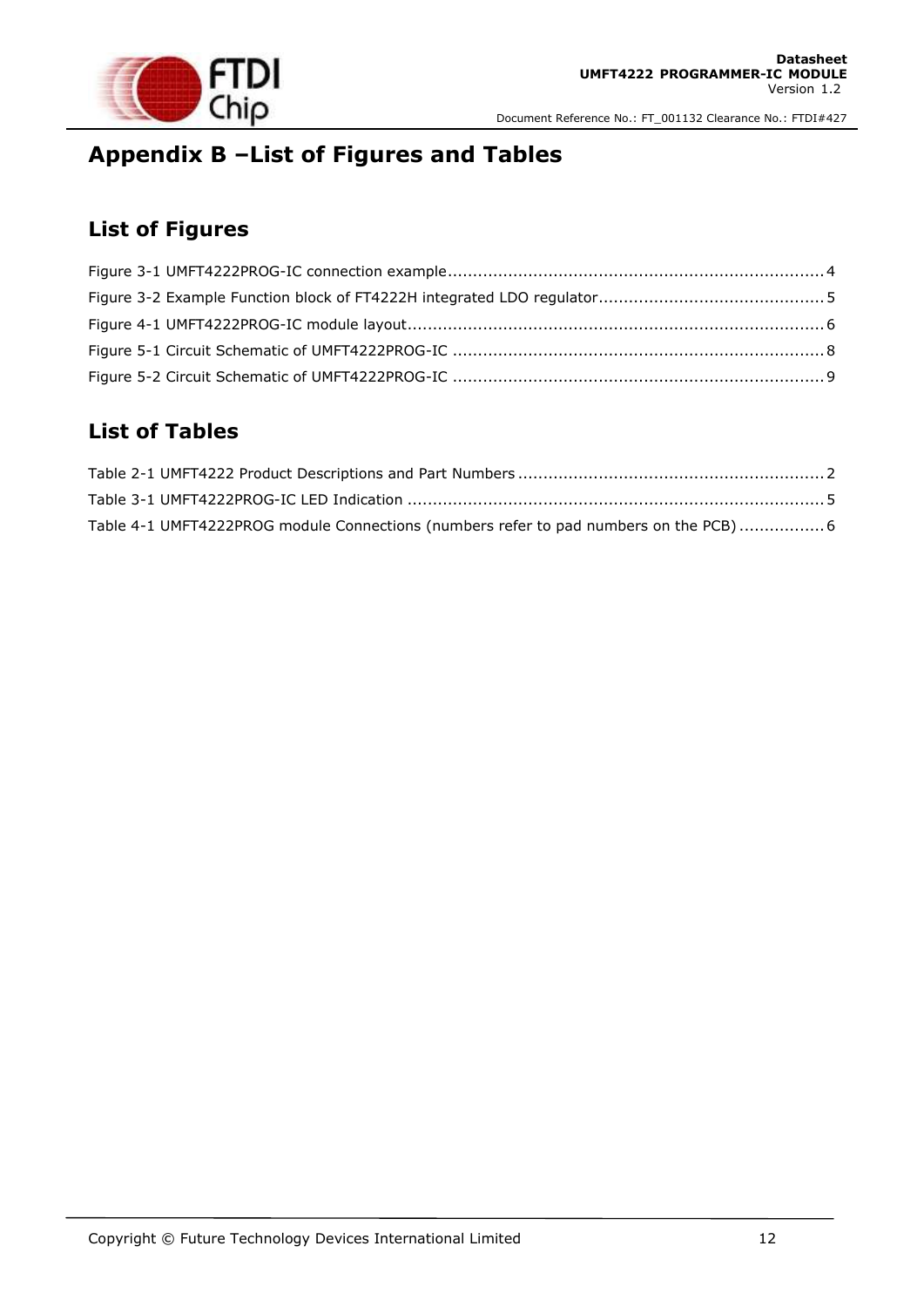# Appendix B –List of Figures and Tables

## List of Figures

Figure 3-1 UMFT4222PROG-IC connection example........................................................................... 4

Figure 3-2 Example Function block of FT4222H integrated LDO regulator............................................. 5

Figure 4-1 UMFT4222PROG-IC module layout.................................................................................. 6

Figure 5-1 Circuit Schematic of UMFT4222PROG-IC .......................................................................... 8

Figure 5-2 Circuit Schematic of UMFT4222PROG-IC .......................................................................... 9

## List of Tables

Table 2-1 UMFT4222 Product Descriptions and Part Numbers ............................................................. 2

Table 3-1 UMFT4222PROG-IC LED Indication ................................................................................... 5

Table 4-1 UMFT4222PROG module Connections (numbers refer to pad numbers on the PCB) ................. 6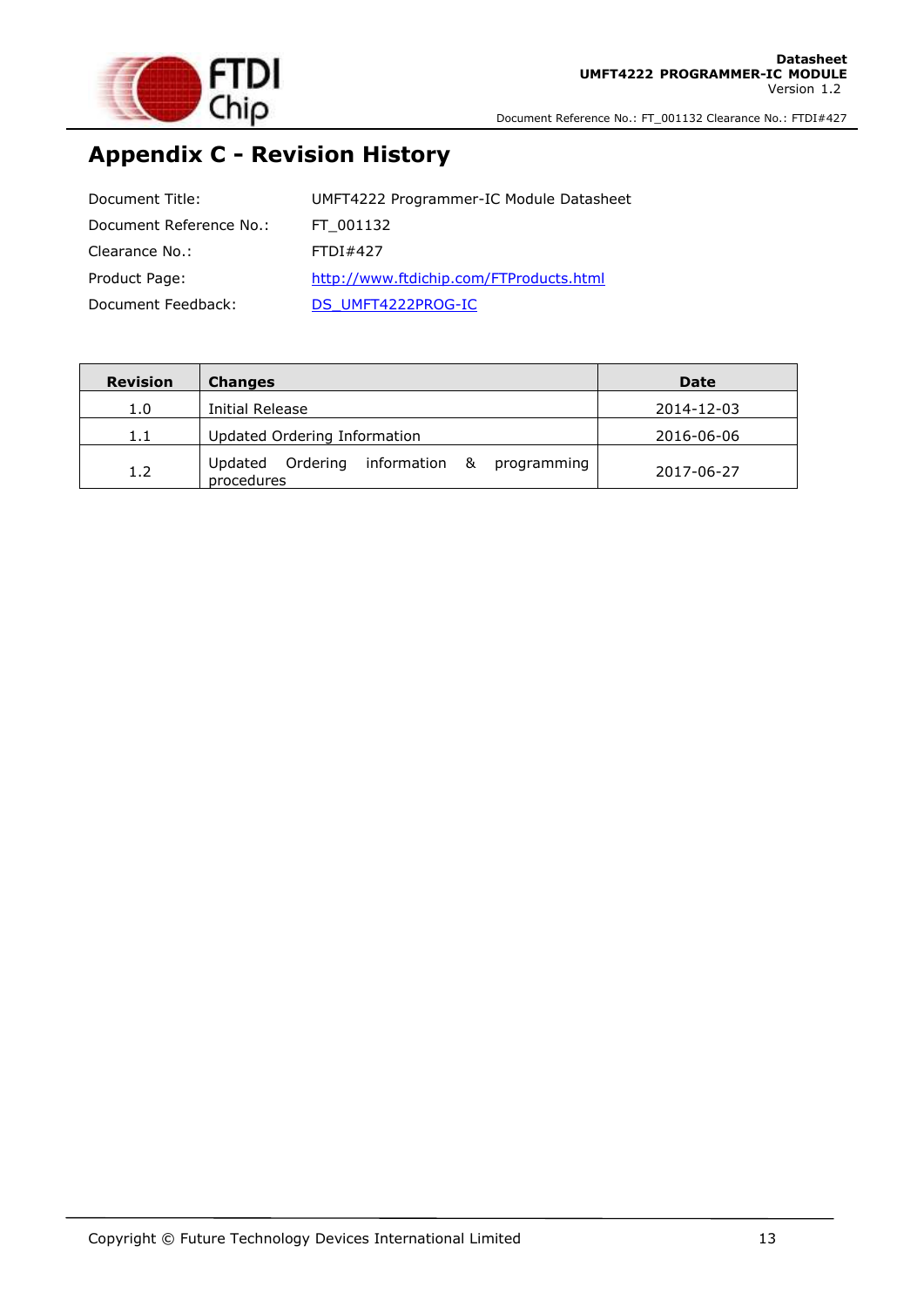# Appendix C - Revision History

Document Title: UMFT4222 Programmer-IC Module Datasheet

Document Reference No.: FT_001132

Clearance No.: FTDI#427

Product Page: [http://www.ftdichip.com/FTProducts.html](http://www.ftdichip.com/FTProducts.html)

Document Feedback: DS_UMFT4222PROG-IC

| Revision | Changes | Date |
|---|---|---|
| 1.0 | Initial Release | 2014-12-03 |
| 1.1 | Updated Ordering Information | 2016-06-06 |
| 1.2 | Updated Ordering information & programming procedures | 2017-06-27 |